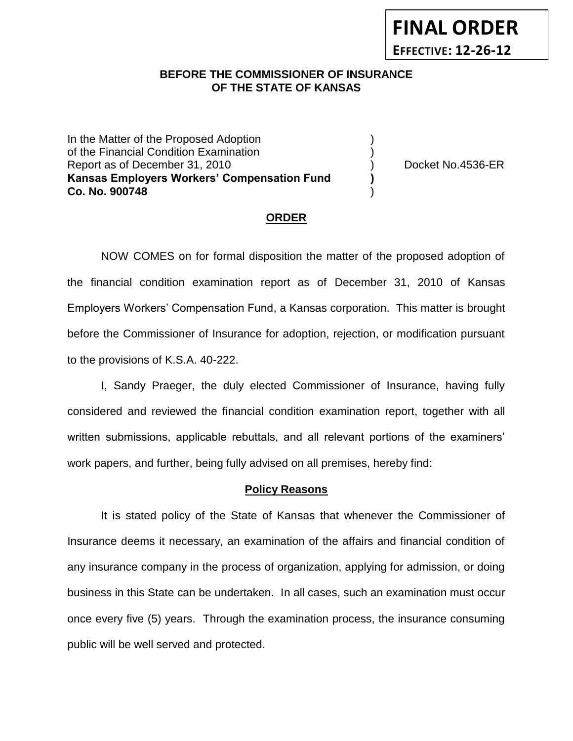**FINAL ORDER**

**EFFECTIVE: 12-26-12**

**BEFORE THE COMMISSIONER OF INSURANCE**
**OF THE STATE OF KANSAS**

In the Matter of the Proposed Adoption )
of the Financial Condition Examination )
Report as of December 31, 2010 ) Docket No.4536-ER
**Kansas Employers Workers' Compensation Fund )**
**Co. No. 900748** )

## ORDER

NOW COMES on for formal disposition the matter of the proposed adoption of the financial condition examination report as of December 31, 2010 of Kansas Employers Workers' Compensation Fund, a Kansas corporation. This matter is brought before the Commissioner of Insurance for adoption, rejection, or modification pursuant to the provisions of K.S.A. 40-222.

I, Sandy Praeger, the duly elected Commissioner of Insurance, having fully considered and reviewed the financial condition examination report, together with all written submissions, applicable rebuttals, and all relevant portions of the examiners' work papers, and further, being fully advised on all premises, hereby find:

### Policy Reasons

It is stated policy of the State of Kansas that whenever the Commissioner of Insurance deems it necessary, an examination of the affairs and financial condition of any insurance company in the process of organization, applying for admission, or doing business in this State can be undertaken. In all cases, such an examination must occur once every five (5) years. Through the examination process, the insurance consuming public will be well served and protected.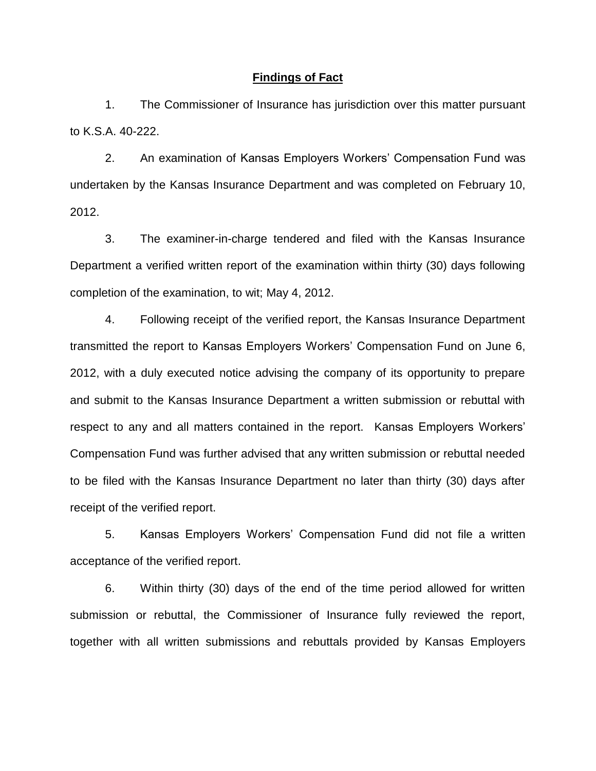## **Findings of Fact**

1. The Commissioner of Insurance has jurisdiction over this matter pursuant to K.S.A. 40-222.

2. An examination of Kansas Employers Workers' Compensation Fund was undertaken by the Kansas Insurance Department and was completed on February 10, 2012.

3. The examiner-in-charge tendered and filed with the Kansas Insurance Department a verified written report of the examination within thirty (30) days following completion of the examination, to wit; May 4, 2012.

4. Following receipt of the verified report, the Kansas Insurance Department transmitted the report to Kansas Employers Workers' Compensation Fund on June 6, 2012, with a duly executed notice advising the company of its opportunity to prepare and submit to the Kansas Insurance Department a written submission or rebuttal with respect to any and all matters contained in the report. Kansas Employers Workers' Compensation Fund was further advised that any written submission or rebuttal needed to be filed with the Kansas Insurance Department no later than thirty (30) days after receipt of the verified report.

5. Kansas Employers Workers' Compensation Fund did not file a written acceptance of the verified report.

6. Within thirty (30) days of the end of the time period allowed for written submission or rebuttal, the Commissioner of Insurance fully reviewed the report, together with all written submissions and rebuttals provided by Kansas Employers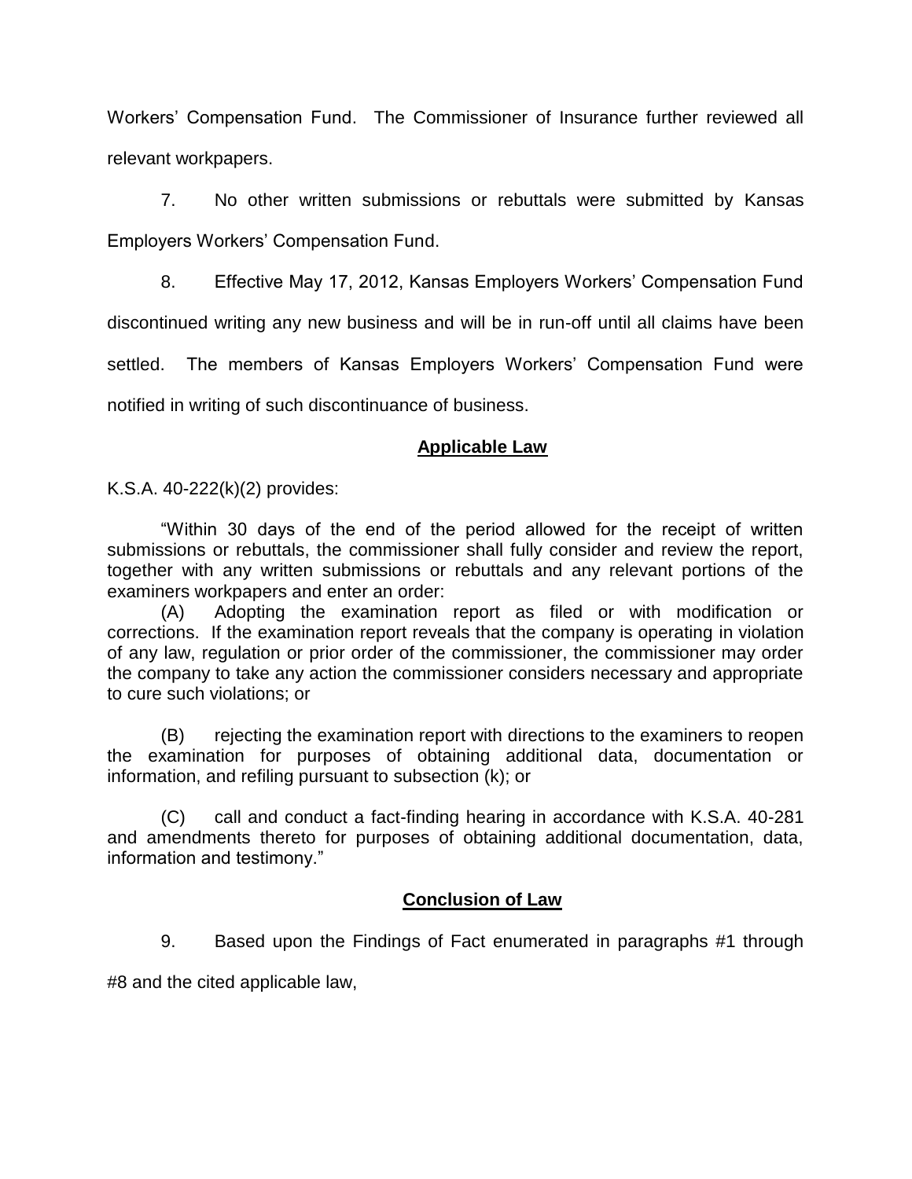Workers' Compensation Fund. The Commissioner of Insurance further reviewed all relevant workpapers.

7. No other written submissions or rebuttals were submitted by Kansas Employers Workers' Compensation Fund.

8. Effective May 17, 2012, Kansas Employers Workers' Compensation Fund discontinued writing any new business and will be in run-off until all claims have been settled. The members of Kansas Employers Workers' Compensation Fund were notified in writing of such discontinuance of business.

## Applicable Law

K.S.A. 40-222(k)(2) provides:

"Within 30 days of the end of the period allowed for the receipt of written submissions or rebuttals, the commissioner shall fully consider and review the report, together with any written submissions or rebuttals and any relevant portions of the examiners workpapers and enter an order:

(A) Adopting the examination report as filed or with modification or corrections. If the examination report reveals that the company is operating in violation of any law, regulation or prior order of the commissioner, the commissioner may order the company to take any action the commissioner considers necessary and appropriate to cure such violations; or

(B) rejecting the examination report with directions to the examiners to reopen the examination for purposes of obtaining additional data, documentation or information, and refiling pursuant to subsection (k); or

(C) call and conduct a fact-finding hearing in accordance with K.S.A. 40-281 and amendments thereto for purposes of obtaining additional documentation, data, information and testimony."

## Conclusion of Law

9. Based upon the Findings of Fact enumerated in paragraphs #1 through #8 and the cited applicable law,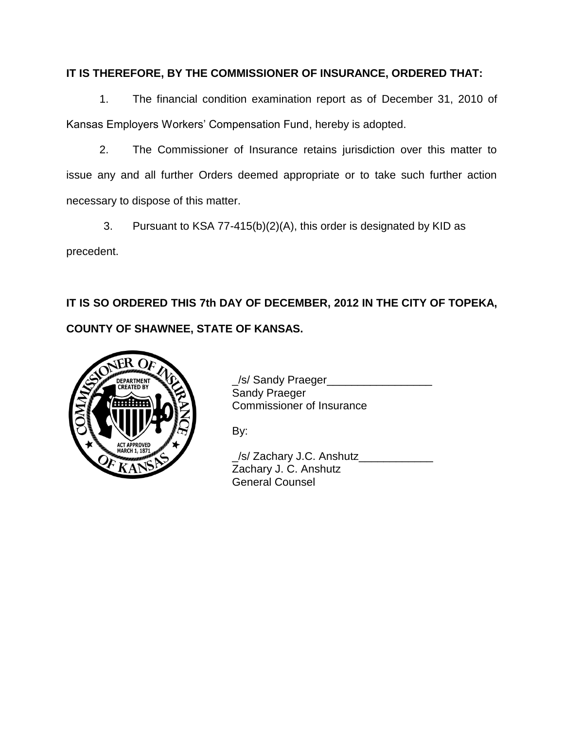**IT IS THEREFORE, BY THE COMMISSIONER OF INSURANCE, ORDERED THAT:**

1. The financial condition examination report as of December 31, 2010 of Kansas Employers Workers' Compensation Fund, hereby is adopted.

2. The Commissioner of Insurance retains jurisdiction over this matter to issue any and all further Orders deemed appropriate or to take such further action necessary to dispose of this matter.

3. Pursuant to KSA 77-415(b)(2)(A), this order is designated by KID as precedent.

**IT IS SO ORDERED THIS 7th DAY OF DECEMBER, 2012 IN THE CITY OF TOPEKA, COUNTY OF SHAWNEE, STATE OF KANSAS.**

_/s/ Sandy Praeger_________________
Sandy Praeger
Commissioner of Insurance

By:

_/s/ Zachary J.C. Anshutz____________
Zachary J. C. Anshutz
General Counsel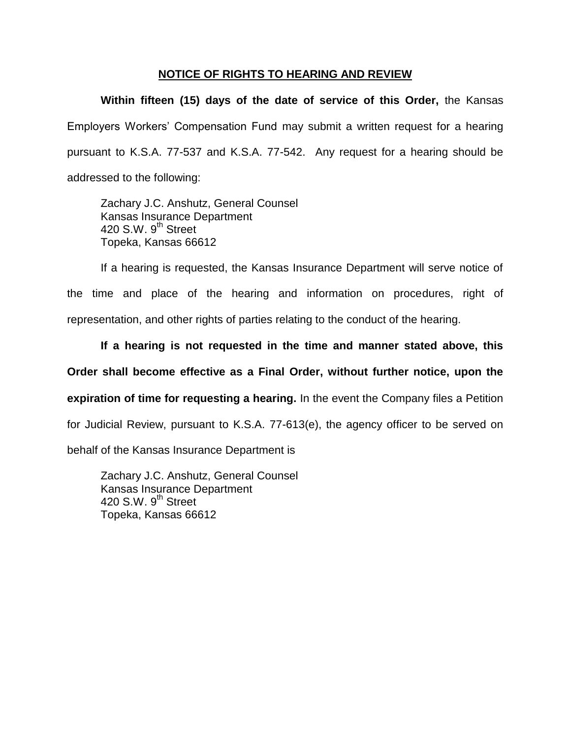## NOTICE OF RIGHTS TO HEARING AND REVIEW

**Within fifteen (15) days of the date of service of this Order,** the Kansas Employers Workers' Compensation Fund may submit a written request for a hearing pursuant to K.S.A. 77-537 and K.S.A. 77-542. Any request for a hearing should be addressed to the following:

Zachary J.C. Anshutz, General Counsel
Kansas Insurance Department
420 S.W. 9th Street
Topeka, Kansas 66612

If a hearing is requested, the Kansas Insurance Department will serve notice of the time and place of the hearing and information on procedures, right of representation, and other rights of parties relating to the conduct of the hearing.

**If a hearing is not requested in the time and manner stated above, this Order shall become effective as a Final Order, without further notice, upon the expiration of time for requesting a hearing.** In the event the Company files a Petition for Judicial Review, pursuant to K.S.A. 77-613(e), the agency officer to be served on behalf of the Kansas Insurance Department is

Zachary J.C. Anshutz, General Counsel
Kansas Insurance Department
420 S.W. 9th Street
Topeka, Kansas 66612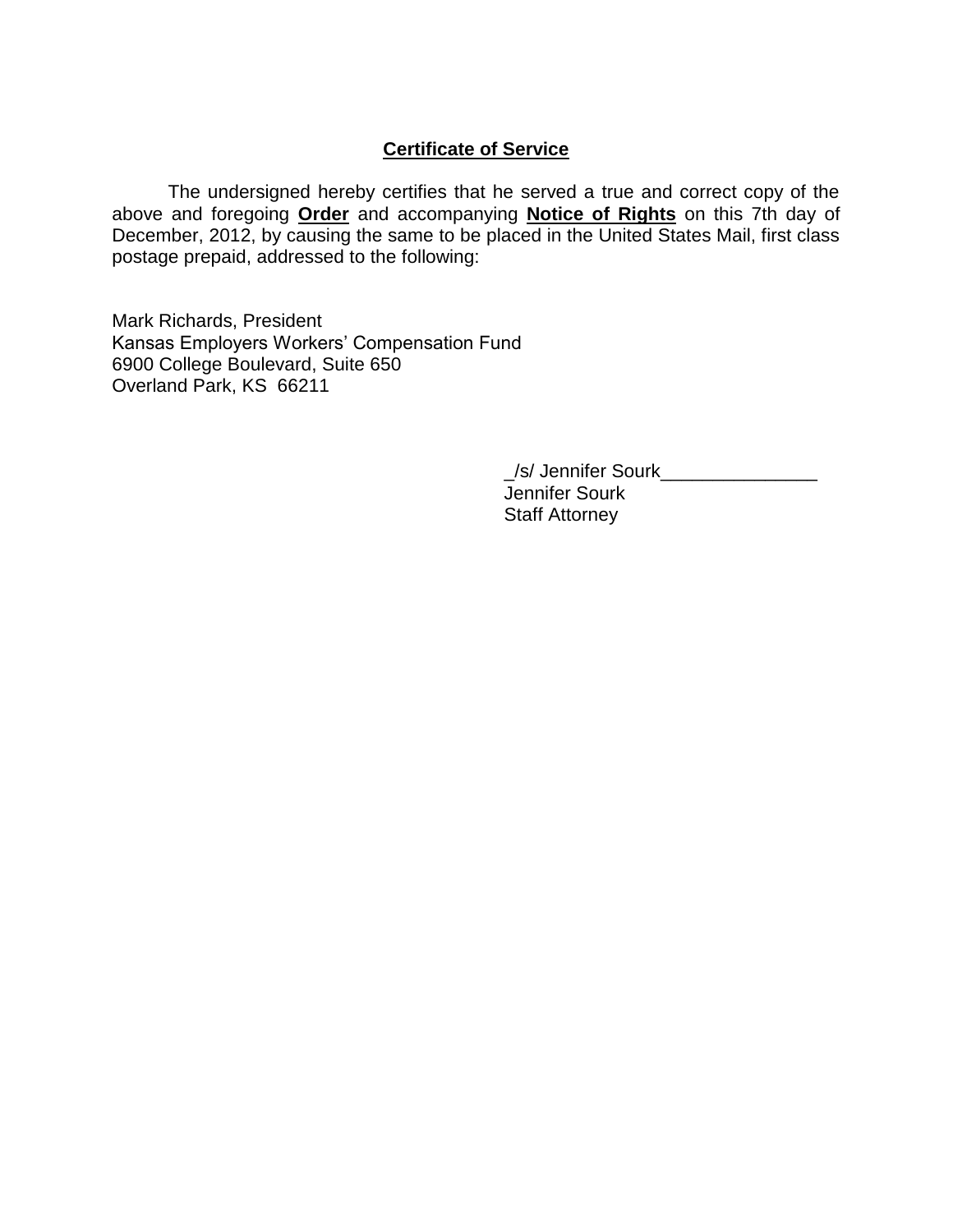## **Certificate of Service**

The undersigned hereby certifies that he served a true and correct copy of the above and foregoing **Order** and accompanying **Notice of Rights** on this 7th day of December, 2012, by causing the same to be placed in the United States Mail, first class postage prepaid, addressed to the following:

Mark Richards, President
Kansas Employers Workers' Compensation Fund
6900 College Boulevard, Suite 650
Overland Park, KS 66211

_/s/ Jennifer Sourk_______________
Jennifer Sourk
Staff Attorney